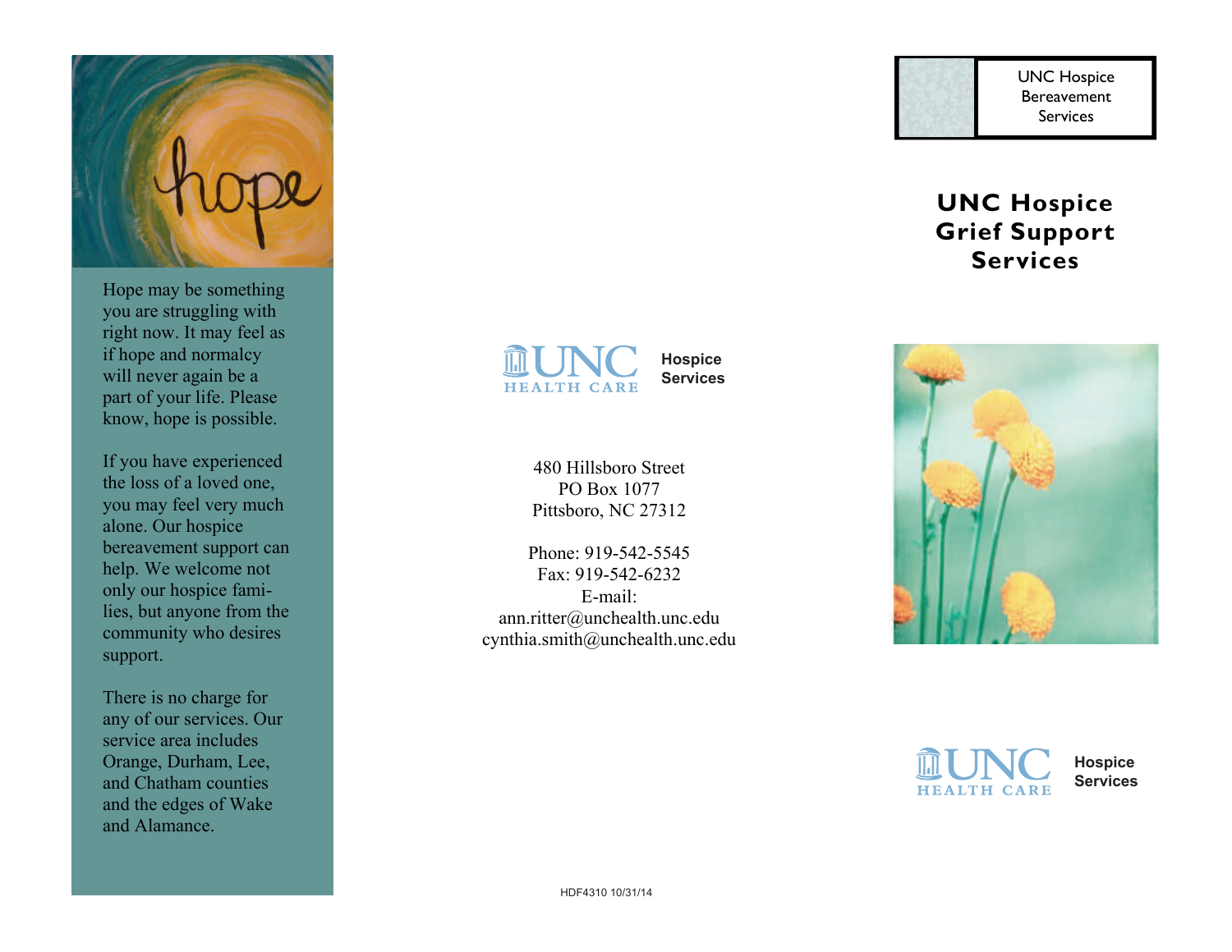hope

Hope may be something you are struggling with right now. It may feel as if hope and normalcy will never again be a part of your life. Please know, hope is possible.

If you have experienced the loss of a loved one, you may feel very much alone. Our hospice bereavement support can help. We welcome not only our hospice families, but anyone from the community who desires support.

There is no charge for any of our services. Our service area includes Orange, Durham, Lee, and Chatham counties and the edges of Wake and Alamance.

UNC HEALTH CARE **Hospice Services**

480 Hillsboro Street
PO Box 1077
Pittsboro, NC 27312

Phone: 919-542-5545
Fax: 919-542-6232
E-mail:
ann.ritter@unchealth.unc.edu
cynthia.smith@unchealth.unc.edu

HDF4310 10/31/14

UNC Hospice Bereavement Services

# UNC Hospice Grief Support Services

UNC HEALTH CARE **Hospice Services**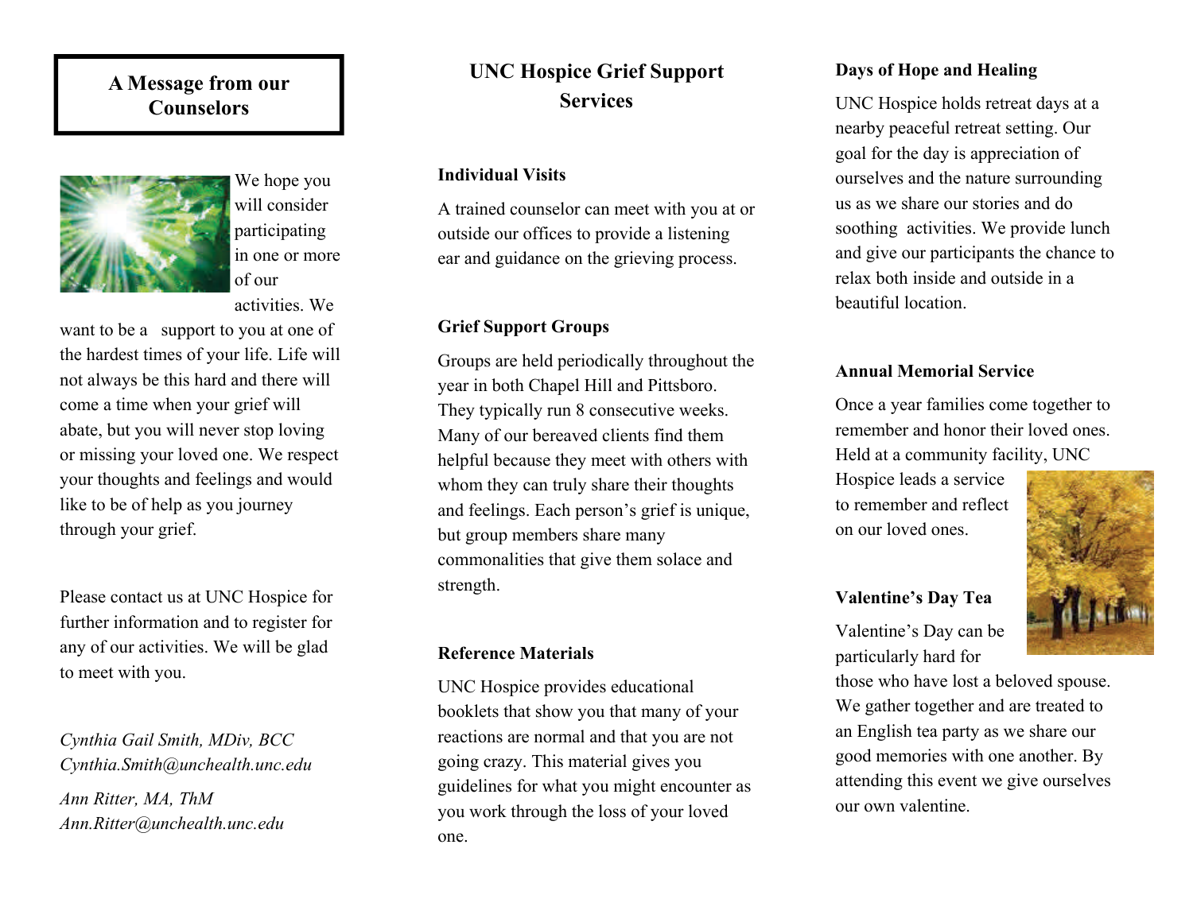## A Message from our Counselors

We hope you will consider participating in one or more of our activities. We want to be a support to you at one of the hardest times of your life. Life will not always be this hard and there will come a time when your grief will abate, but you will never stop loving or missing your loved one. We respect your thoughts and feelings and would like to be of help as you journey through your grief.

Please contact us at UNC Hospice for further information and to register for any of our activities. We will be glad to meet with you.

*Cynthia Gail Smith, MDiv, BCC*
*Cynthia.Smith@unchealth.unc.edu*

*Ann Ritter, MA, ThM*
*Ann.Ritter@unchealth.unc.edu*

## UNC Hospice Grief Support Services

**Individual Visits**

A trained counselor can meet with you at or outside our offices to provide a listening ear and guidance on the grieving process.

**Grief Support Groups**

Groups are held periodically throughout the year in both Chapel Hill and Pittsboro. They typically run 8 consecutive weeks. Many of our bereaved clients find them helpful because they meet with others with whom they can truly share their thoughts and feelings. Each person's grief is unique, but group members share many commonalities that give them solace and strength.

**Reference Materials**

UNC Hospice provides educational booklets that show you that many of your reactions are normal and that you are not going crazy. This material gives you guidelines for what you might encounter as you work through the loss of your loved one.

**Days of Hope and Healing**

UNC Hospice holds retreat days at a nearby peaceful retreat setting. Our goal for the day is appreciation of ourselves and the nature surrounding us as we share our stories and do soothing activities. We provide lunch and give our participants the chance to relax both inside and outside in a beautiful location.

**Annual Memorial Service**

Once a year families come together to remember and honor their loved ones. Held at a community facility, UNC Hospice leads a service to remember and reflect on our loved ones.

**Valentine's Day Tea**

Valentine's Day can be particularly hard for those who have lost a beloved spouse. We gather together and are treated to an English tea party as we share our good memories with one another. By attending this event we give ourselves our own valentine.